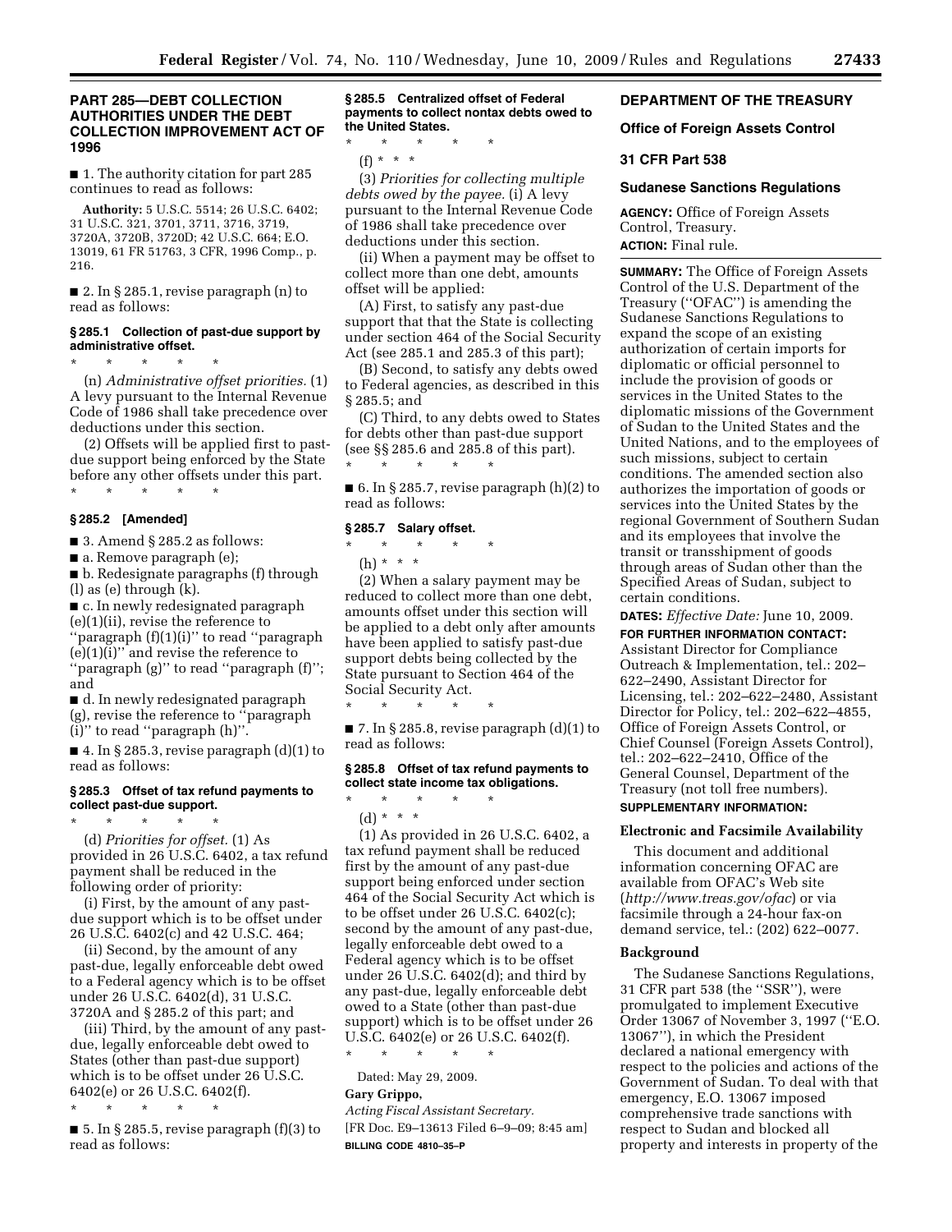## PART 285—DEBT COLLECTION AUTHORITIES UNDER THE DEBT COLLECTION IMPROVEMENT ACT OF 1996

■ 1. The authority citation for part 285 continues to read as follows:

**Authority:** 5 U.S.C. 5514; 26 U.S.C. 6402; 31 U.S.C. 321, 3701, 3711, 3716, 3719, 3720A, 3720B, 3720D; 42 U.S.C. 664; E.O. 13019, 61 FR 51763, 3 CFR, 1996 Comp., p. 216.

■ 2. In § 285.1, revise paragraph (n) to read as follows:

### § 285.1 Collection of past-due support by administrative offset.

\* \* \* \* \*

(n) *Administrative offset priorities.* (1) A levy pursuant to the Internal Revenue Code of 1986 shall take precedence over deductions under this section.

(2) Offsets will be applied first to past-due support being enforced by the State before any other offsets under this part.

\* \* \* \* \*

### § 285.2 [Amended]

■ 3. Amend § 285.2 as follows:

■ a. Remove paragraph (e);

■ b. Redesignate paragraphs (f) through (l) as (e) through (k).

■ c. In newly redesignated paragraph (e)(1)(ii), revise the reference to ''paragraph (f)(1)(i)'' to read ''paragraph (e)(1)(i)'' and revise the reference to ''paragraph (g)'' to read ''paragraph (f)''; and

■ d. In newly redesignated paragraph (g), revise the reference to ''paragraph (i)'' to read ''paragraph (h)''.

■ 4. In § 285.3, revise paragraph (d)(1) to read as follows:

### § 285.3 Offset of tax refund payments to collect past-due support.

\* \* \* \* \*

(d) *Priorities for offset.* (1) As provided in 26 U.S.C. 6402, a tax refund payment shall be reduced in the following order of priority:

(i) First, by the amount of any past-due support which is to be offset under 26 U.S.C. 6402(c) and 42 U.S.C. 464;

(ii) Second, by the amount of any past-due, legally enforceable debt owed to a Federal agency which is to be offset under 26 U.S.C. 6402(d), 31 U.S.C. 3720A and § 285.2 of this part; and

(iii) Third, by the amount of any past-due, legally enforceable debt owed to States (other than past-due support) which is to be offset under 26 U.S.C. 6402(e) or 26 U.S.C. 6402(f).

\* \* \* \* \*

■ 5. In § 285.5, revise paragraph (f)(3) to read as follows:

### § 285.5 Centralized offset of Federal payments to collect nontax debts owed to the United States.

\* \* \* \* \*

(f) \* \* \*

(3) *Priorities for collecting multiple debts owed by the payee.* (i) A levy pursuant to the Internal Revenue Code of 1986 shall take precedence over deductions under this section.

(ii) When a payment may be offset to collect more than one debt, amounts offset will be applied:

(A) First, to satisfy any past-due support that that the State is collecting under section 464 of the Social Security Act (see 285.1 and 285.3 of this part);

(B) Second, to satisfy any debts owed to Federal agencies, as described in this § 285.5; and

(C) Third, to any debts owed to States for debts other than past-due support (see §§ 285.6 and 285.8 of this part).

\* \* \* \* \*

■ 6. In § 285.7, revise paragraph (h)(2) to read as follows:

### § 285.7 Salary offset.

\* \* \* \* \*

(h) \* \* \*

(2) When a salary payment may be reduced to collect more than one debt, amounts offset under this section will be applied to a debt only after amounts have been applied to satisfy past-due support debts being collected by the State pursuant to Section 464 of the Social Security Act.

\* \* \* \* \*

■ 7. In § 285.8, revise paragraph (d)(1) to read as follows:

### § 285.8 Offset of tax refund payments to collect state income tax obligations.

\* \* \* \* \*

(d) \* \* \*

(1) As provided in 26 U.S.C. 6402, a tax refund payment shall be reduced first by the amount of any past-due support being enforced under section 464 of the Social Security Act which is to be offset under 26 U.S.C. 6402(c); second by the amount of any past-due, legally enforceable debt owed to a Federal agency which is to be offset under 26 U.S.C. 6402(d); and third by any past-due, legally enforceable debt owed to a State (other than past-due support) which is to be offset under 26 U.S.C. 6402(e) or 26 U.S.C. 6402(f).

\* \* \* \* \*

Dated: May 29, 2009.

**Gary Grippo,**

*Acting Fiscal Assistant Secretary.*

[FR Doc. E9–13613 Filed 6–9–09; 8:45 am]

**BILLING CODE 4810–35–P**

## DEPARTMENT OF THE TREASURY

## Office of Foreign Assets Control

## 31 CFR Part 538

## Sudanese Sanctions Regulations

**AGENCY:** Office of Foreign Assets Control, Treasury.

**ACTION:** Final rule.

**SUMMARY:** The Office of Foreign Assets Control of the U.S. Department of the Treasury (''OFAC'') is amending the Sudanese Sanctions Regulations to expand the scope of an existing authorization of certain imports for diplomatic or official personnel to include the provision of goods or services in the United States to the diplomatic missions of the Government of Sudan to the United States and the United Nations, and to the employees of such missions, subject to certain conditions. The amended section also authorizes the importation of goods or services into the United States by the regional Government of Southern Sudan and its employees that involve the transit or transshipment of goods through areas of Sudan other than the Specified Areas of Sudan, subject to certain conditions.

**DATES:** *Effective Date:* June 10, 2009.

**FOR FURTHER INFORMATION CONTACT:** Assistant Director for Compliance Outreach & Implementation, tel.: 202–622–2490, Assistant Director for Licensing, tel.: 202–622–2480, Assistant Director for Policy, tel.: 202–622–4855, Office of Foreign Assets Control, or Chief Counsel (Foreign Assets Control), tel.: 202–622–2410, Office of the General Counsel, Department of the Treasury (not toll free numbers).

**SUPPLEMENTARY INFORMATION:**

### Electronic and Facsimile Availability

This document and additional information concerning OFAC are available from OFAC's Web site (*http://www.treas.gov/ofac*) or via facsimile through a 24-hour fax-on demand service, tel.: (202) 622–0077.

### Background

The Sudanese Sanctions Regulations, 31 CFR part 538 (the ''SSR''), were promulgated to implement Executive Order 13067 of November 3, 1997 (''E.O. 13067''), in which the President declared a national emergency with respect to the policies and actions of the Government of Sudan. To deal with that emergency, E.O. 13067 imposed comprehensive trade sanctions with respect to Sudan and blocked all property and interests in property of the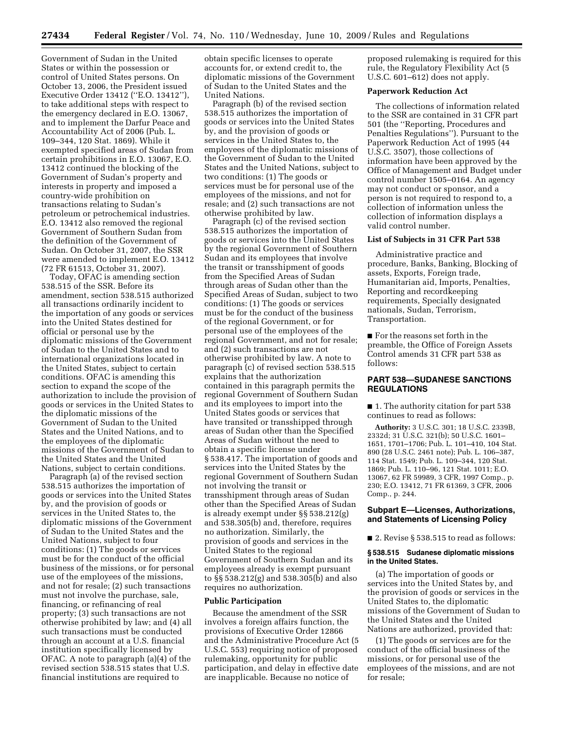Government of Sudan in the United States or within the possession or control of United States persons. On October 13, 2006, the President issued Executive Order 13412 (''E.O. 13412''), to take additional steps with respect to the emergency declared in E.O. 13067, and to implement the Darfur Peace and Accountability Act of 2006 (Pub. L. 109–344, 120 Stat. 1869). While it exempted specified areas of Sudan from certain prohibitions in E.O. 13067, E.O. 13412 continued the blocking of the Government of Sudan's property and interests in property and imposed a country-wide prohibition on transactions relating to Sudan's petroleum or petrochemical industries. E.O. 13412 also removed the regional Government of Southern Sudan from the definition of the Government of Sudan. On October 31, 2007, the SSR were amended to implement E.O. 13412 (72 FR 61513, October 31, 2007).

Today, OFAC is amending section 538.515 of the SSR. Before its amendment, section 538.515 authorized all transactions ordinarily incident to the importation of any goods or services into the United States destined for official or personal use by the diplomatic missions of the Government of Sudan to the United States and to international organizations located in the United States, subject to certain conditions. OFAC is amending this section to expand the scope of the authorization to include the provision of goods or services in the United States to the diplomatic missions of the Government of Sudan to the United States and the United Nations, and to the employees of the diplomatic missions of the Government of Sudan to the United States and the United Nations, subject to certain conditions.

Paragraph (a) of the revised section 538.515 authorizes the importation of goods or services into the United States by, and the provision of goods or services in the United States to, the diplomatic missions of the Government of Sudan to the United States and the United Nations, subject to four conditions: (1) The goods or services must be for the conduct of the official business of the missions, or for personal use of the employees of the missions, and not for resale; (2) such transactions must not involve the purchase, sale, financing, or refinancing of real property; (3) such transactions are not otherwise prohibited by law; and (4) all such transactions must be conducted through an account at a U.S. financial institution specifically licensed by OFAC. A note to paragraph (a)(4) of the revised section 538.515 states that U.S. financial institutions are required to obtain specific licenses to operate accounts for, or extend credit to, the diplomatic missions of the Government of Sudan to the United States and the United Nations.

Paragraph (b) of the revised section 538.515 authorizes the importation of goods or services into the United States by, and the provision of goods or services in the United States to, the employees of the diplomatic missions of the Government of Sudan to the United States and the United Nations, subject to two conditions: (1) The goods or services must be for personal use of the employees of the missions, and not for resale; and (2) such transactions are not otherwise prohibited by law.

Paragraph (c) of the revised section 538.515 authorizes the importation of goods or services into the United States by the regional Government of Southern Sudan and its employees that involve the transit or transshipment of goods from the Specified Areas of Sudan through areas of Sudan other than the Specified Areas of Sudan, subject to two conditions: (1) The goods or services must be for the conduct of the business of the regional Government, or for personal use of the employees of the regional Government, and not for resale; and (2) such transactions are not otherwise prohibited by law. A note to paragraph (c) of revised section 538.515 explains that the authorization contained in this paragraph permits the regional Government of Southern Sudan and its employees to import into the United States goods or services that have transited or transshipped through areas of Sudan other than the Specified Areas of Sudan without the need to obtain a specific license under § 538.417. The importation of goods and services into the United States by the regional Government of Southern Sudan not involving the transit or transshipment through areas of Sudan other than the Specified Areas of Sudan is already exempt under §§ 538.212(g) and 538.305(b) and, therefore, requires no authorization. Similarly, the provision of goods and services in the United States to the regional Government of Southern Sudan and its employees already is exempt pursuant to §§ 538.212(g) and 538.305(b) and also requires no authorization.

## Public Participation

Because the amendment of the SSR involves a foreign affairs function, the provisions of Executive Order 12866 and the Administrative Procedure Act (5 U.S.C. 553) requiring notice of proposed rulemaking, opportunity for public participation, and delay in effective date are inapplicable. Because no notice of proposed rulemaking is required for this rule, the Regulatory Flexibility Act (5 U.S.C. 601–612) does not apply.

## Paperwork Reduction Act

The collections of information related to the SSR are contained in 31 CFR part 501 (the ''Reporting, Procedures and Penalties Regulations''). Pursuant to the Paperwork Reduction Act of 1995 (44 U.S.C. 3507), those collections of information have been approved by the Office of Management and Budget under control number 1505–0164. An agency may not conduct or sponsor, and a person is not required to respond to, a collection of information unless the collection of information displays a valid control number.

## List of Subjects in 31 CFR Part 538

Administrative practice and procedure, Banks, Banking, Blocking of assets, Exports, Foreign trade, Humanitarian aid, Imports, Penalties, Reporting and recordkeeping requirements, Specially designated nationals, Sudan, Terrorism, Transportation.

■ For the reasons set forth in the preamble, the Office of Foreign Assets Control amends 31 CFR part 538 as follows:

## PART 538—SUDANESE SANCTIONS REGULATIONS

■ 1. The authority citation for part 538 continues to read as follows:

**Authority:** 3 U.S.C. 301; 18 U.S.C. 2339B, 2332d; 31 U.S.C. 321(b); 50 U.S.C. 1601–1651, 1701–1706; Pub. L. 101–410, 104 Stat. 890 (28 U.S.C. 2461 note); Pub. L. 106–387, 114 Stat. 1549; Pub. L. 109–344, 120 Stat. 1869; Pub. L. 110–96, 121 Stat. 1011; E.O. 13067, 62 FR 59989, 3 CFR, 1997 Comp., p. 230; E.O. 13412, 71 FR 61369, 3 CFR, 2006 Comp., p. 244.

### Subpart E—Licenses, Authorizations, and Statements of Licensing Policy

■ 2. Revise § 538.515 to read as follows:

**§ 538.515 Sudanese diplomatic missions in the United States.**

(a) The importation of goods or services into the United States by, and the provision of goods or services in the United States to, the diplomatic missions of the Government of Sudan to the United States and the United Nations are authorized, provided that:

(1) The goods or services are for the conduct of the official business of the missions, or for personal use of the employees of the missions, and are not for resale;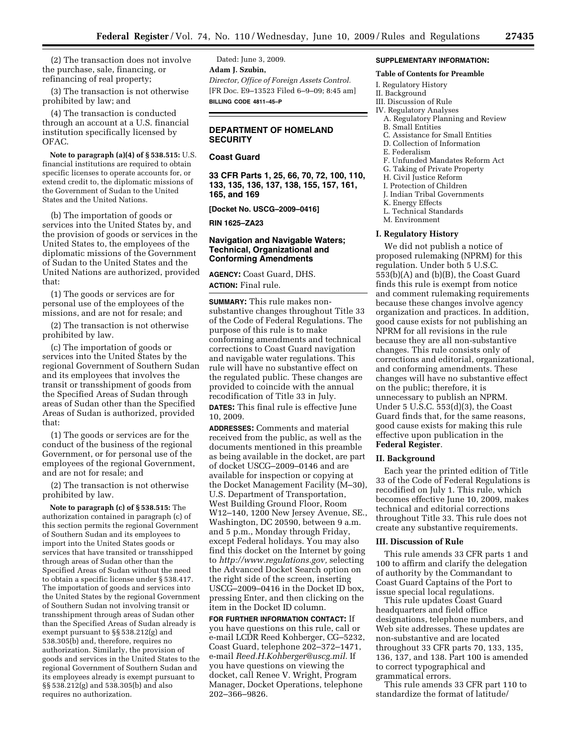(2) The transaction does not involve the purchase, sale, financing, or refinancing of real property;

(3) The transaction is not otherwise prohibited by law; and

(4) The transaction is conducted through an account at a U.S. financial institution specifically licensed by OFAC.

**Note to paragraph (a)(4) of § 538.515:** U.S. financial institutions are required to obtain specific licenses to operate accounts for, or extend credit to, the diplomatic missions of the Government of Sudan to the United States and the United Nations.

(b) The importation of goods or services into the United States by, and the provision of goods or services in the United States to, the employees of the diplomatic missions of the Government of Sudan to the United States and the United Nations are authorized, provided that:

(1) The goods or services are for personal use of the employees of the missions, and are not for resale; and

(2) The transaction is not otherwise prohibited by law.

(c) The importation of goods or services into the United States by the regional Government of Southern Sudan and its employees that involves the transit or transshipment of goods from the Specified Areas of Sudan through areas of Sudan other than the Specified Areas of Sudan is authorized, provided that:

(1) The goods or services are for the conduct of the business of the regional Government, or for personal use of the employees of the regional Government, and are not for resale; and

(2) The transaction is not otherwise prohibited by law.

**Note to paragraph (c) of § 538.515:** The authorization contained in paragraph (c) of this section permits the regional Government of Southern Sudan and its employees to import into the United States goods or services that have transited or transshipped through areas of Sudan other than the Specified Areas of Sudan without the need to obtain a specific license under § 538.417. The importation of goods and services into the United States by the regional Government of Southern Sudan not involving transit or transshipment through areas of Sudan other than the Specified Areas of Sudan already is exempt pursuant to §§ 538.212(g) and 538.305(b) and, therefore, requires no authorization. Similarly, the provision of goods and services in the United States to the regional Government of Southern Sudan and its employees already is exempt pursuant to §§ 538.212(g) and 538.305(b) and also requires no authorization.

Dated: June 3, 2009.

**Adam J. Szubin,**

*Director, Office of Foreign Assets Control.*

[FR Doc. E9–13523 Filed 6–9–09; 8:45 am]

**BILLING CODE 4811–45–P**

---

## DEPARTMENT OF HOMELAND SECURITY

### Coast Guard

### 33 CFR Parts 1, 25, 66, 70, 72, 100, 110, 133, 135, 136, 137, 138, 155, 157, 161, 165, and 169

**[Docket No. USCG–2009–0416]**

**RIN 1625–ZA23**

## Navigation and Navigable Waters; Technical, Organizational and Conforming Amendments

**AGENCY:** Coast Guard, DHS.

**ACTION:** Final rule.

**SUMMARY:** This rule makes non-substantive changes throughout Title 33 of the Code of Federal Regulations. The purpose of this rule is to make conforming amendments and technical corrections to Coast Guard navigation and navigable water regulations. This rule will have no substantive effect on the regulated public. These changes are provided to coincide with the annual recodification of Title 33 in July.

**DATES:** This final rule is effective June 10, 2009.

**ADDRESSES:** Comments and material received from the public, as well as the documents mentioned in this preamble as being available in the docket, are part of docket USCG–2009–0146 and are available for inspection or copying at the Docket Management Facility (M–30), U.S. Department of Transportation, West Building Ground Floor, Room W12–140, 1200 New Jersey Avenue, SE., Washington, DC 20590, between 9 a.m. and 5 p.m., Monday through Friday, except Federal holidays. You may also find this docket on the Internet by going to *http://www.regulations.gov,* selecting the Advanced Docket Search option on the right side of the screen, inserting USCG–2009–0416 in the Docket ID box, pressing Enter, and then clicking on the item in the Docket ID column.

**FOR FURTHER INFORMATION CONTACT:** If you have questions on this rule, call or e-mail LCDR Reed Kohberger, CG–5232, Coast Guard, telephone 202–372–1471, e-mail *Reed.H.Kohberger@uscg.mil.* If you have questions on viewing the docket, call Renee V. Wright, Program Manager, Docket Operations, telephone 202–366–9826.

**SUPPLEMENTARY INFORMATION:**

**Table of Contents for Preamble**

I. Regulatory History
II. Background
III. Discussion of Rule
IV. Regulatory Analyses
- A. Regulatory Planning and Review
- B. Small Entities
- C. Assistance for Small Entities
- D. Collection of Information
- E. Federalism
- F. Unfunded Mandates Reform Act
- G. Taking of Private Property
- H. Civil Justice Reform
- I. Protection of Children
- J. Indian Tribal Governments
- K. Energy Effects
- L. Technical Standards
- M. Environment

### I. Regulatory History

We did not publish a notice of proposed rulemaking (NPRM) for this regulation. Under both 5 U.S.C. 553(b)(A) and (b)(B), the Coast Guard finds this rule is exempt from notice and comment rulemaking requirements because these changes involve agency organization and practices. In addition, good cause exists for not publishing an NPRM for all revisions in the rule because they are all non-substantive changes. This rule consists only of corrections and editorial, organizational, and conforming amendments. These changes will have no substantive effect on the public; therefore, it is unnecessary to publish an NPRM. Under 5 U.S.C. 553(d)(3), the Coast Guard finds that, for the same reasons, good cause exists for making this rule effective upon publication in the **Federal Register**.

### II. Background

Each year the printed edition of Title 33 of the Code of Federal Regulations is recodified on July 1. This rule, which becomes effective June 10, 2009, makes technical and editorial corrections throughout Title 33. This rule does not create any substantive requirements.

### III. Discussion of Rule

This rule amends 33 CFR parts 1 and 100 to affirm and clarify the delegation of authority by the Commandant to Coast Guard Captains of the Port to issue special local regulations.

This rule updates Coast Guard headquarters and field office designations, telephone numbers, and Web site addresses. These updates are non-substantive and are located throughout 33 CFR parts 70, 133, 135, 136, 137, and 138. Part 100 is amended to correct typographical and grammatical errors.

This rule amends 33 CFR part 110 to standardize the format of latitude/